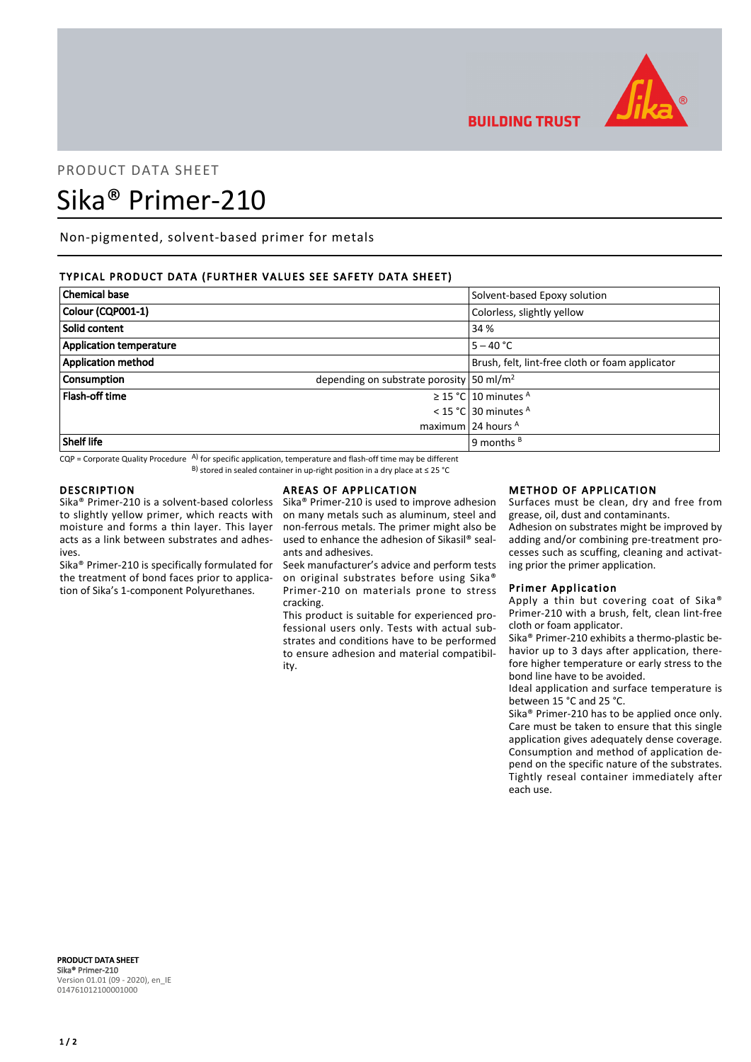PRODUCT DATA SHEET

# Sika® Primer-210

Non-pigmented, solvent-based primer for metals

## TYPICAL PRODUCT DATA (FURTHER VALUES SEE SAFETY DATA SHEET)

| Property | | Value |
|---|---|---|
| **Chemical base** | | Solvent-based Epoxy solution |
| **Colour (CQP001-1)** | | Colorless, slightly yellow |
| **Solid content** | | 34 % |
| **Application temperature** | | 5 – 40 °C |
| **Application method** | | Brush, felt, lint-free cloth or foam applicator |
| **Consumption** | depending on substrate porosity | 50 ml/m² |
| **Flash-off time** | ≥ 15 °C | 10 minutes [A] |
| | < 15 °C | 30 minutes [A] |
| | maximum | 24 hours [A] |
| **Shelf life** | | 9 months [B] |

CQP = Corporate Quality Procedure
A) for specific application, temperature and flash-off time may be different
B) stored in sealed container in up-right position in a dry place at ≤ 25 °C

## DESCRIPTION

Sika® Primer-210 is a solvent-based colorless to slightly yellow primer, which reacts with moisture and forms a thin layer. This layer acts as a link between substrates and adhesives.

Sika® Primer-210 is specifically formulated for the treatment of bond faces prior to application of Sika's 1-component Polyurethanes.

## AREAS OF APPLICATION

Sika® Primer-210 is used to improve adhesion on many metals such as aluminum, steel and non-ferrous metals. The primer might also be used to enhance the adhesion of Sikasil® sealants and adhesives.

Seek manufacturer's advice and perform tests on original substrates before using Sika® Primer-210 on materials prone to stress cracking.

This product is suitable for experienced professional users only. Tests with actual substrates and conditions have to be performed to ensure adhesion and material compatibility.

## METHOD OF APPLICATION

Surfaces must be clean, dry and free from grease, oil, dust and contaminants.

Adhesion on substrates might be improved by adding and/or combining pre-treatment processes such as scuffing, cleaning and activating prior the primer application.

### Primer Application

Apply a thin but covering coat of Sika® Primer-210 with a brush, felt, clean lint-free cloth or foam applicator.

Sika® Primer-210 exhibits a thermo-plastic behavior up to 3 days after application, therefore higher temperature or early stress to the bond line have to be avoided.

Ideal application and surface temperature is between 15 °C and 25 °C.

Sika® Primer-210 has to be applied once only. Care must be taken to ensure that this single application gives adequately dense coverage.

Consumption and method of application depend on the specific nature of the substrates.

Tightly reseal container immediately after each use.

**PRODUCT DATA SHEET**
**Sika® Primer-210**
Version 01.01 (09 - 2020), en_IE
014761012100001000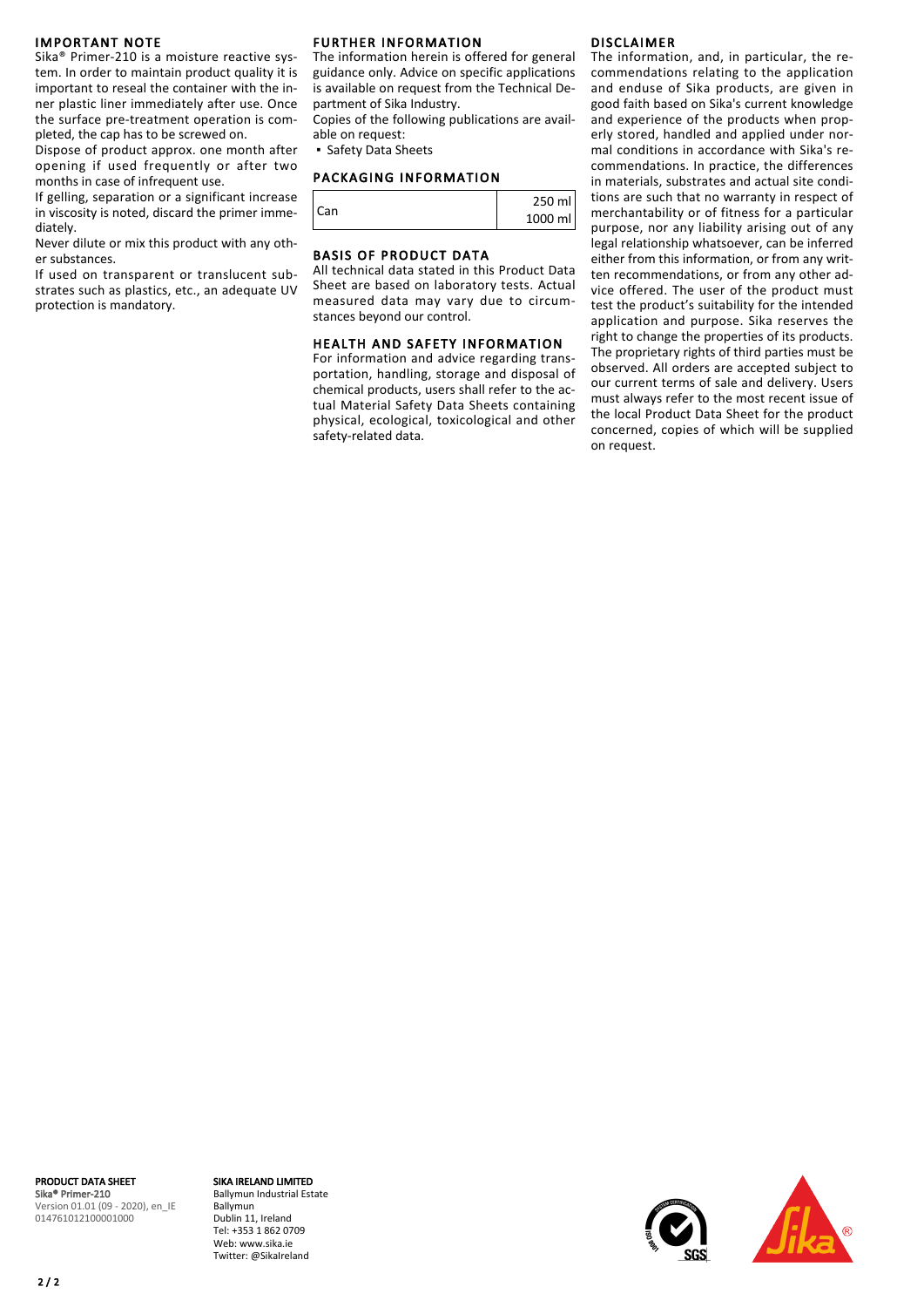## IMPORTANT NOTE

Sika® Primer-210 is a moisture reactive system. In order to maintain product quality it is important to reseal the container with the inner plastic liner immediately after use. Once the surface pre-treatment operation is completed, the cap has to be screwed on.

Dispose of product approx. one month after opening if used frequently or after two months in case of infrequent use.

If gelling, separation or a significant increase in viscosity is noted, discard the primer immediately.

Never dilute or mix this product with any other substances.

If used on transparent or translucent substrates such as plastics, etc., an adequate UV protection is mandatory.

## FURTHER INFORMATION

The information herein is offered for general guidance only. Advice on specific applications is available on request from the Technical Department of Sika Industry.

Copies of the following publications are available on request:

- Safety Data Sheets

## PACKAGING INFORMATION

| | |
|---|---|
| Can | 250 ml<br>1000 ml |

## BASIS OF PRODUCT DATA

All technical data stated in this Product Data Sheet are based on laboratory tests. Actual measured data may vary due to circumstances beyond our control.

## HEALTH AND SAFETY INFORMATION

For information and advice regarding transportation, handling, storage and disposal of chemical products, users shall refer to the actual Material Safety Data Sheets containing physical, ecological, toxicological and other safety-related data.

## DISCLAIMER

The information, and, in particular, the recommendations relating to the application and enduse of Sika products, are given in good faith based on Sika's current knowledge and experience of the products when properly stored, handled and applied under normal conditions in accordance with Sika's recommendations. In practice, the differences in materials, substrates and actual site conditions are such that no warranty in respect of merchantability or of fitness for a particular purpose, nor any liability arising out of any legal relationship whatsoever, can be inferred either from this information, or from any written recommendations, or from any other advice offered. The user of the product must test the product's suitability for the intended application and purpose. Sika reserves the right to change the properties of its products. The proprietary rights of third parties must be observed. All orders are accepted subject to our current terms of sale and delivery. Users must always refer to the most recent issue of the local Product Data Sheet for the product concerned, copies of which will be supplied on request.

**PRODUCT DATA SHEET**
**Sika® Primer-210**
Version 01.01 (09 - 2020), en_IE
014761012100001000

**SIKA IRELAND LIMITED**
Ballymun Industrial Estate
Ballymun
Dublin 11, Ireland
Tel: +353 1 862 0709
Web: www.sika.ie
Twitter: @SikaIreland